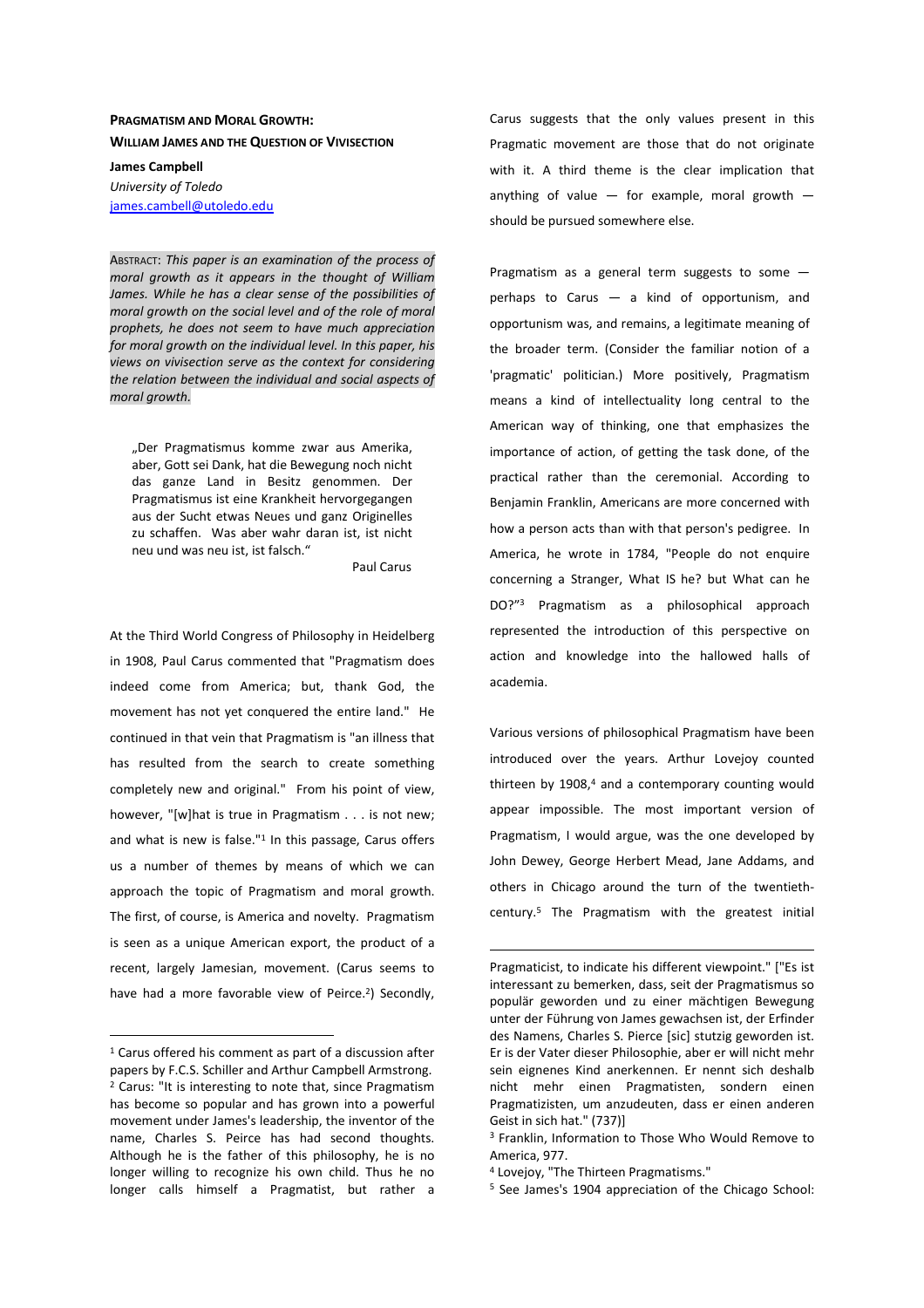# Pragmatism and Moral Growth: William James and the Question of Vivisection

**James Campbell**
*University of Toledo*
james.cambell@utoledo.edu

Abstract: *This paper is an examination of the process of moral growth as it appears in the thought of William James. While he has a clear sense of the possibilities of moral growth on the social level and of the role of moral prophets, he does not seem to have much appreciation for moral growth on the individual level. In this paper, his views on vivisection serve as the context for considering the relation between the individual and social aspects of moral growth.*

> „Der Pragmatismus komme zwar aus Amerika, aber, Gott sei Dank, hat die Bewegung noch nicht das ganze Land in Besitz genommen. Der Pragmatismus ist eine Krankheit hervorgegangen aus der Sucht etwas Neues und ganz Originelles zu schaffen. Was aber wahr daran ist, ist nicht neu und was neu ist, ist falsch."
>
> Paul Carus

At the Third World Congress of Philosophy in Heidelberg in 1908, Paul Carus commented that "Pragmatism does indeed come from America; but, thank God, the movement has not yet conquered the entire land." He continued in that vein that Pragmatism is "an illness that has resulted from the search to create something completely new and original." From his point of view, however, "[w]hat is true in Pragmatism . . . is not new; and what is new is false."[1] In this passage, Carus offers us a number of themes by means of which we can approach the topic of Pragmatism and moral growth. The first, of course, is America and novelty. Pragmatism is seen as a unique American export, the product of a recent, largely Jamesian, movement. (Carus seems to have had a more favorable view of Peirce.[2]) Secondly, Carus suggests that the only values present in this Pragmatic movement are those that do not originate with it. A third theme is the clear implication that anything of value — for example, moral growth — should be pursued somewhere else.

Pragmatism as a general term suggests to some — perhaps to Carus — a kind of opportunism, and opportunism was, and remains, a legitimate meaning of the broader term. (Consider the familiar notion of a 'pragmatic' politician.) More positively, Pragmatism means a kind of intellectuality long central to the American way of thinking, one that emphasizes the importance of action, of getting the task done, of the practical rather than the ceremonial. According to Benjamin Franklin, Americans are more concerned with how a person acts than with that person's pedigree. In America, he wrote in 1784, "People do not enquire concerning a Stranger, What IS he? but What can he DO?"[3] Pragmatism as a philosophical approach represented the introduction of this perspective on action and knowledge into the hallowed halls of academia.

Various versions of philosophical Pragmatism have been introduced over the years. Arthur Lovejoy counted thirteen by 1908,[4] and a contemporary counting would appear impossible. The most important version of Pragmatism, I would argue, was the one developed by John Dewey, George Herbert Mead, Jane Addams, and others in Chicago around the turn of the twentieth-century.[5] The Pragmatism with the greatest initial

---

[1] Carus offered his comment as part of a discussion after papers by F.C.S. Schiller and Arthur Campbell Armstrong.

[2] Carus: "It is interesting to note that, since Pragmatism has become so popular and has grown into a powerful movement under James's leadership, the inventor of the name, Charles S. Peirce has had second thoughts. Although he is the father of this philosophy, he is no longer willing to recognize his own child. Thus he no longer calls himself a Pragmatist, but rather a Pragmaticist, to indicate his different viewpoint." ["Es ist interessant zu bemerken, dass, seit der Pragmatismus so populär geworden und zu einer mächtigen Bewegung unter der Führung von James gewachsen ist, der Erfinder des Namens, Charles S. Pierce [sic] stutzig geworden ist. Er is der Vater dieser Philosophie, aber er will nicht mehr sein eignenes Kind anerkennen. Er nennt sich deshalb nicht mehr einen Pragmatisten, sondern einen Pragmatizisten, um anzudeuten, dass er einen anderen Geist in sich hat." (737)]

[3] Franklin, Information to Those Who Would Remove to America, 977.

[4] Lovejoy, "The Thirteen Pragmatisms."

[5] See James's 1904 appreciation of the Chicago School: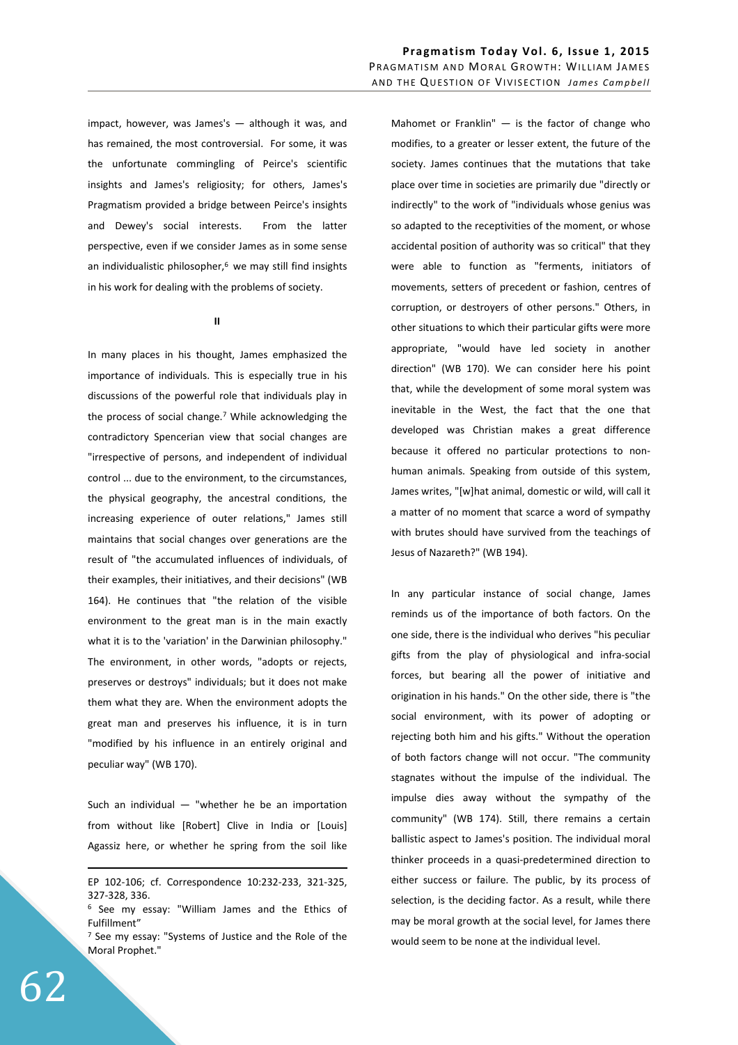impact, however, was James's — although it was, and has remained, the most controversial. For some, it was the unfortunate commingling of Peirce's scientific insights and James's religiosity; for others, James's Pragmatism provided a bridge between Peirce's insights and Dewey's social interests. From the latter perspective, even if we consider James as in some sense an individualistic philosopher,[6] we may still find insights in his work for dealing with the problems of society.

## II

In many places in his thought, James emphasized the importance of individuals. This is especially true in his discussions of the powerful role that individuals play in the process of social change.[7] While acknowledging the contradictory Spencerian view that social changes are "irrespective of persons, and independent of individual control ... due to the environment, to the circumstances, the physical geography, the ancestral conditions, the increasing experience of outer relations," James still maintains that social changes over generations are the result of "the accumulated influences of individuals, of their examples, their initiatives, and their decisions" (WB 164). He continues that "the relation of the visible environment to the great man is in the main exactly what it is to the 'variation' in the Darwinian philosophy." The environment, in other words, "adopts or rejects, preserves or destroys" individuals; but it does not make them what they are. When the environment adopts the great man and preserves his influence, it is in turn "modified by his influence in an entirely original and peculiar way" (WB 170).

Such an individual — "whether he be an importation from without like [Robert] Clive in India or [Louis] Agassiz here, or whether he spring from the soil like Mahomet or Franklin" — is the factor of change who modifies, to a greater or lesser extent, the future of the society. James continues that the mutations that take place over time in societies are primarily due "directly or indirectly" to the work of "individuals whose genius was so adapted to the receptivities of the moment, or whose accidental position of authority was so critical" that they were able to function as "ferments, initiators of movements, setters of precedent or fashion, centres of corruption, or destroyers of other persons." Others, in other situations to which their particular gifts were more appropriate, "would have led society in another direction" (WB 170). We can consider here his point that, while the development of some moral system was inevitable in the West, the fact that the one that developed was Christian makes a great difference because it offered no particular protections to non-human animals. Speaking from outside of this system, James writes, "[w]hat animal, domestic or wild, will call it a matter of no moment that scarce a word of sympathy with brutes should have survived from the teachings of Jesus of Nazareth?" (WB 194).

In any particular instance of social change, James reminds us of the importance of both factors. On the one side, there is the individual who derives "his peculiar gifts from the play of physiological and infra-social forces, but bearing all the power of initiative and origination in his hands." On the other side, there is "the social environment, with its power of adopting or rejecting both him and his gifts." Without the operation of both factors change will not occur. "The community stagnates without the impulse of the individual. The impulse dies away without the sympathy of the community" (WB 174). Still, there remains a certain ballistic aspect to James's position. The individual moral thinker proceeds in a quasi-predetermined direction to either success or failure. The public, by its process of selection, is the deciding factor. As a result, while there may be moral growth at the social level, for James there would seem to be none at the individual level.

---

EP 102-106; cf. Correspondence 10:232-233, 321-325, 327-328, 336.

[6] See my essay: "William James and the Ethics of Fulfillment"

[7] See my essay: "Systems of Justice and the Role of the Moral Prophet."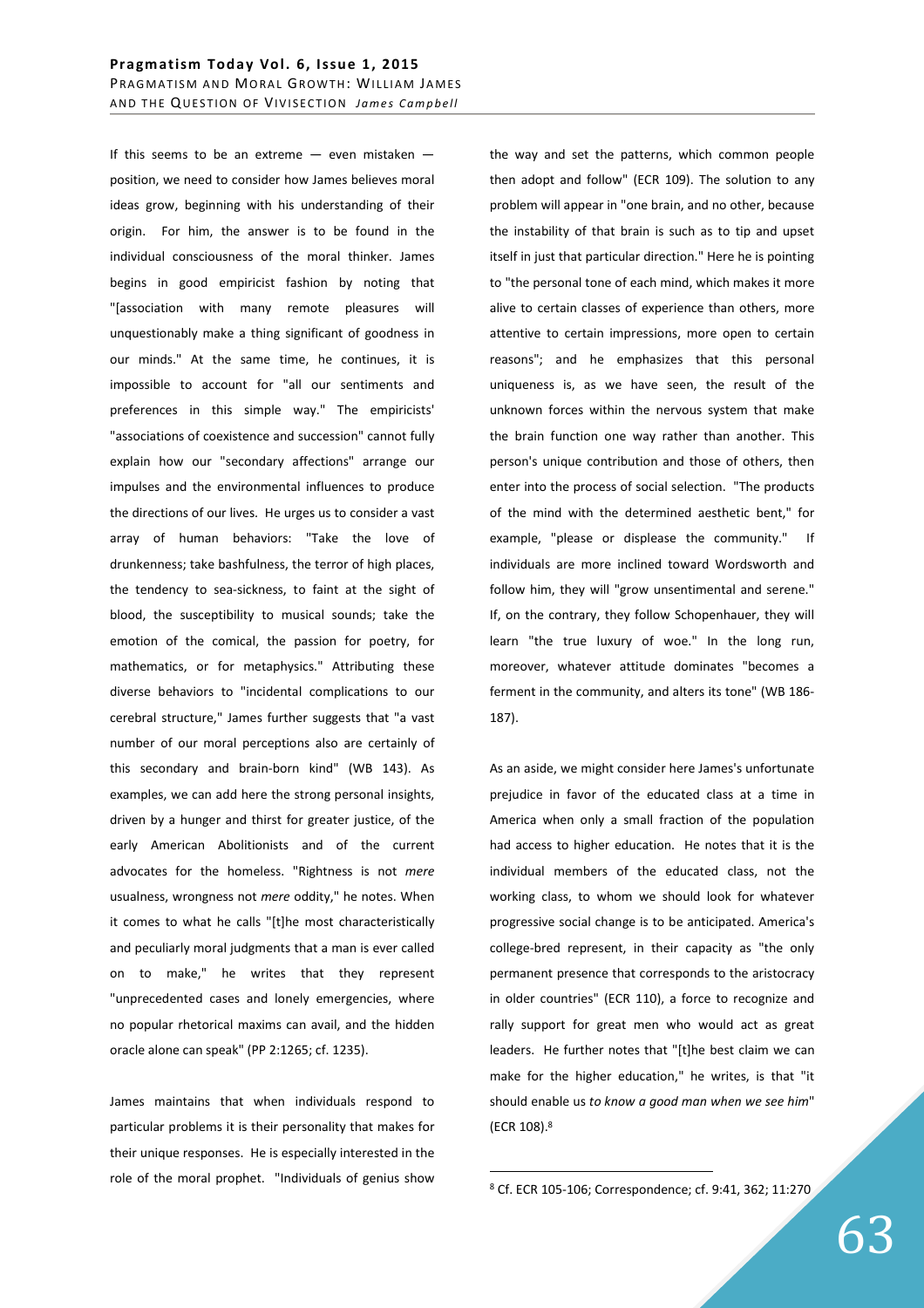If this seems to be an extreme — even mistaken — position, we need to consider how James believes moral ideas grow, beginning with his understanding of their origin. For him, the answer is to be found in the individual consciousness of the moral thinker. James begins in good empiricist fashion by noting that "[association with many remote pleasures will unquestionably make a thing significant of goodness in our minds." At the same time, he continues, it is impossible to account for "all our sentiments and preferences in this simple way." The empiricists' "associations of coexistence and succession" cannot fully explain how our "secondary affections" arrange our impulses and the environmental influences to produce the directions of our lives. He urges us to consider a vast array of human behaviors: "Take the love of drunkenness; take bashfulness, the terror of high places, the tendency to sea-sickness, to faint at the sight of blood, the susceptibility to musical sounds; take the emotion of the comical, the passion for poetry, for mathematics, or for metaphysics." Attributing these diverse behaviors to "incidental complications to our cerebral structure," James further suggests that "a vast number of our moral perceptions also are certainly of this secondary and brain-born kind" (WB 143). As examples, we can add here the strong personal insights, driven by a hunger and thirst for greater justice, of the early American Abolitionists and of the current advocates for the homeless. "Rightness is not *mere* usualness, wrongness not *mere* oddity," he notes. When it comes to what he calls "[t]he most characteristically and peculiarly moral judgments that a man is ever called on to make," he writes that they represent "unprecedented cases and lonely emergencies, where no popular rhetorical maxims can avail, and the hidden oracle alone can speak" (PP 2:1265; cf. 1235).

James maintains that when individuals respond to particular problems it is their personality that makes for their unique responses. He is especially interested in the role of the moral prophet. "Individuals of genius show the way and set the patterns, which common people then adopt and follow" (ECR 109). The solution to any problem will appear in "one brain, and no other, because the instability of that brain is such as to tip and upset itself in just that particular direction." Here he is pointing to "the personal tone of each mind, which makes it more alive to certain classes of experience than others, more attentive to certain impressions, more open to certain reasons"; and he emphasizes that this personal uniqueness is, as we have seen, the result of the unknown forces within the nervous system that make the brain function one way rather than another. This person's unique contribution and those of others, then enter into the process of social selection. "The products of the mind with the determined aesthetic bent," for example, "please or displease the community." If individuals are more inclined toward Wordsworth and follow him, they will "grow unsentimental and serene." If, on the contrary, they follow Schopenhauer, they will learn "the true luxury of woe." In the long run, moreover, whatever attitude dominates "becomes a ferment in the community, and alters its tone" (WB 186-187).

As an aside, we might consider here James's unfortunate prejudice in favor of the educated class at a time in America when only a small fraction of the population had access to higher education. He notes that it is the individual members of the educated class, not the working class, to whom we should look for whatever progressive social change is to be anticipated. America's college-bred represent, in their capacity as "the only permanent presence that corresponds to the aristocracy in older countries" (ECR 110), a force to recognize and rally support for great men who would act as great leaders. He further notes that "[t]he best claim we can make for the higher education," he writes, is that "it should enable us *to know a good man when we see him*" (ECR 108).[8]

[8] Cf. ECR 105-106; Correspondence; cf. 9:41, 362; 11:270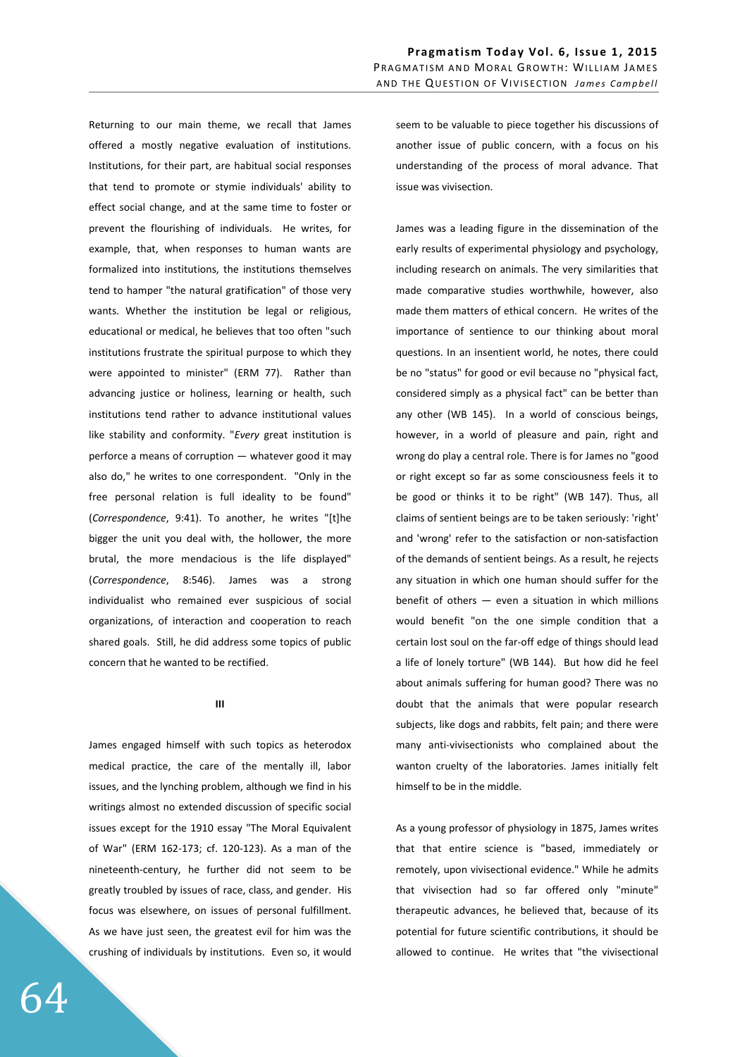Returning to our main theme, we recall that James offered a mostly negative evaluation of institutions. Institutions, for their part, are habitual social responses that tend to promote or stymie individuals' ability to effect social change, and at the same time to foster or prevent the flourishing of individuals. He writes, for example, that, when responses to human wants are formalized into institutions, the institutions themselves tend to hamper "the natural gratification" of those very wants. Whether the institution be legal or religious, educational or medical, he believes that too often "such institutions frustrate the spiritual purpose to which they were appointed to minister" (ERM 77). Rather than advancing justice or holiness, learning or health, such institutions tend rather to advance institutional values like stability and conformity. "*Every* great institution is perforce a means of corruption — whatever good it may also do," he writes to one correspondent. "Only in the free personal relation is full ideality to be found" (*Correspondence*, 9:41). To another, he writes "[t]he bigger the unit you deal with, the hollower, the more brutal, the more mendacious is the life displayed" (*Correspondence*, 8:546). James was a strong individualist who remained ever suspicious of social organizations, of interaction and cooperation to reach shared goals. Still, he did address some topics of public concern that he wanted to be rectified.

### III

James engaged himself with such topics as heterodox medical practice, the care of the mentally ill, labor issues, and the lynching problem, although we find in his writings almost no extended discussion of specific social issues except for the 1910 essay "The Moral Equivalent of War" (ERM 162-173; cf. 120-123). As a man of the nineteenth-century, he further did not seem to be greatly troubled by issues of race, class, and gender. His focus was elsewhere, on issues of personal fulfillment. As we have just seen, the greatest evil for him was the crushing of individuals by institutions. Even so, it would seem to be valuable to piece together his discussions of another issue of public concern, with a focus on his understanding of the process of moral advance. That issue was vivisection.

James was a leading figure in the dissemination of the early results of experimental physiology and psychology, including research on animals. The very similarities that made comparative studies worthwhile, however, also made them matters of ethical concern. He writes of the importance of sentience to our thinking about moral questions. In an insentient world, he notes, there could be no "status" for good or evil because no "physical fact, considered simply as a physical fact" can be better than any other (WB 145). In a world of conscious beings, however, in a world of pleasure and pain, right and wrong do play a central role. There is for James no "good or right except so far as some consciousness feels it to be good or thinks it to be right" (WB 147). Thus, all claims of sentient beings are to be taken seriously: 'right' and 'wrong' refer to the satisfaction or non-satisfaction of the demands of sentient beings. As a result, he rejects any situation in which one human should suffer for the benefit of others — even a situation in which millions would benefit "on the one simple condition that a certain lost soul on the far-off edge of things should lead a life of lonely torture" (WB 144). But how did he feel about animals suffering for human good? There was no doubt that the animals that were popular research subjects, like dogs and rabbits, felt pain; and there were many anti-vivisectionists who complained about the wanton cruelty of the laboratories. James initially felt himself to be in the middle.

As a young professor of physiology in 1875, James writes that that entire science is "based, immediately or remotely, upon vivisectional evidence." While he admits that vivisection had so far offered only "minute" therapeutic advances, he believed that, because of its potential for future scientific contributions, it should be allowed to continue. He writes that "the vivisectional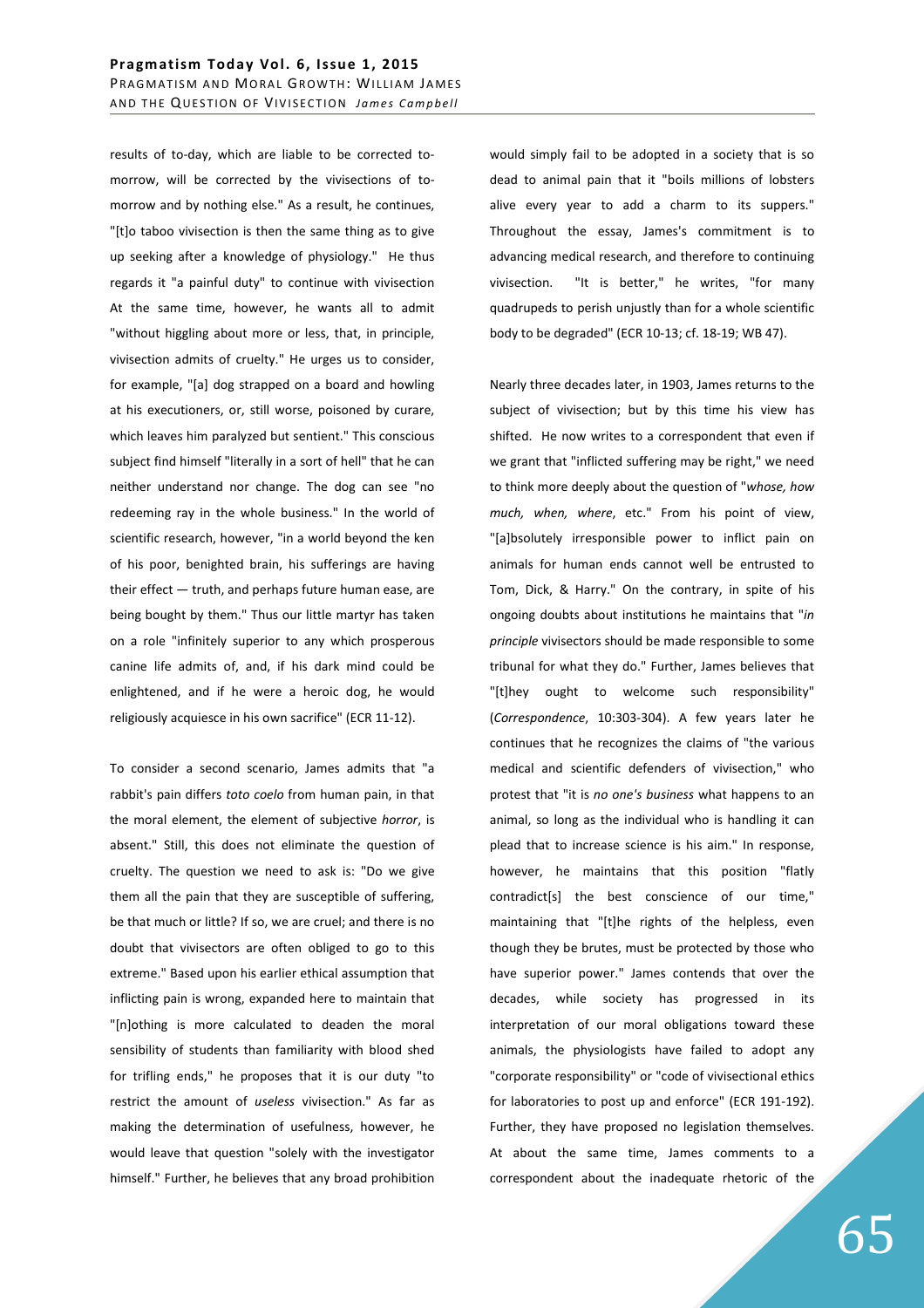results of to-day, which are liable to be corrected to-morrow, will be corrected by the vivisections of to-morrow and by nothing else." As a result, he continues, "[t]o taboo vivisection is then the same thing as to give up seeking after a knowledge of physiology." He thus regards it "a painful duty" to continue with vivisection At the same time, however, he wants all to admit "without higgling about more or less, that, in principle, vivisection admits of cruelty." He urges us to consider, for example, "[a] dog strapped on a board and howling at his executioners, or, still worse, poisoned by curare, which leaves him paralyzed but sentient." This conscious subject find himself "literally in a sort of hell" that he can neither understand nor change. The dog can see "no redeeming ray in the whole business." In the world of scientific research, however, "in a world beyond the ken of his poor, benighted brain, his sufferings are having their effect — truth, and perhaps future human ease, are being bought by them." Thus our little martyr has taken on a role "infinitely superior to any which prosperous canine life admits of, and, if his dark mind could be enlightened, and if he were a heroic dog, he would religiously acquiesce in his own sacrifice" (ECR 11-12).

To consider a second scenario, James admits that "a rabbit's pain differs *toto coelo* from human pain, in that the moral element, the element of subjective *horror*, is absent." Still, this does not eliminate the question of cruelty. The question we need to ask is: "Do we give them all the pain that they are susceptible of suffering, be that much or little? If so, we are cruel; and there is no doubt that vivisectors are often obliged to go to this extreme." Based upon his earlier ethical assumption that inflicting pain is wrong, expanded here to maintain that "[n]othing is more calculated to deaden the moral sensibility of students than familiarity with blood shed for trifling ends," he proposes that it is our duty "to restrict the amount of *useless* vivisection." As far as making the determination of usefulness, however, he would leave that question "solely with the investigator himself." Further, he believes that any broad prohibition would simply fail to be adopted in a society that is so dead to animal pain that it "boils millions of lobsters alive every year to add a charm to its suppers." Throughout the essay, James's commitment is to advancing medical research, and therefore to continuing vivisection. "It is better," he writes, "for many quadrupeds to perish unjustly than for a whole scientific body to be degraded" (ECR 10-13; cf. 18-19; WB 47).

Nearly three decades later, in 1903, James returns to the subject of vivisection; but by this time his view has shifted. He now writes to a correspondent that even if we grant that "inflicted suffering may be right," we need to think more deeply about the question of "*whose, how much, when, where*, etc." From his point of view, "[a]bsolutely irresponsible power to inflict pain on animals for human ends cannot well be entrusted to Tom, Dick, & Harry." On the contrary, in spite of his ongoing doubts about institutions he maintains that "*in principle* vivisectors should be made responsible to some tribunal for what they do." Further, James believes that "[t]hey ought to welcome such responsibility" (*Correspondence*, 10:303-304). A few years later he continues that he recognizes the claims of "the various medical and scientific defenders of vivisection," who protest that "it is *no one's business* what happens to an animal, so long as the individual who is handling it can plead that to increase science is his aim." In response, however, he maintains that this position "flatly contradict[s] the best conscience of our time," maintaining that "[t]he rights of the helpless, even though they be brutes, must be protected by those who have superior power." James contends that over the decades, while society has progressed in its interpretation of our moral obligations toward these animals, the physiologists have failed to adopt any "corporate responsibility" or "code of vivisectional ethics for laboratories to post up and enforce" (ECR 191-192). Further, they have proposed no legislation themselves. At about the same time, James comments to a correspondent about the inadequate rhetoric of the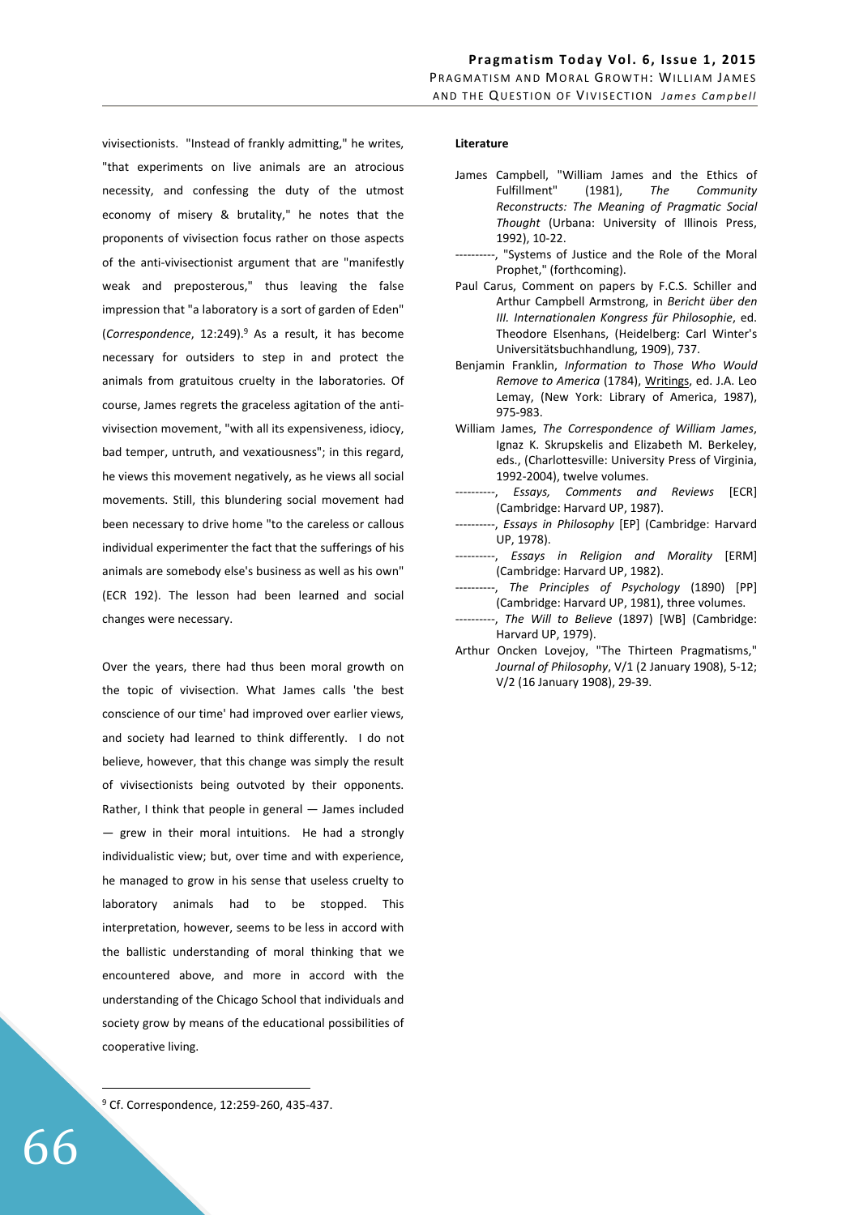vivisectionists. "Instead of frankly admitting," he writes, "that experiments on live animals are an atrocious necessity, and confessing the duty of the utmost economy of misery & brutality," he notes that the proponents of vivisection focus rather on those aspects of the anti-vivisectionist argument that are "manifestly weak and preposterous," thus leaving the false impression that "a laboratory is a sort of garden of Eden" (*Correspondence*, 12:249).[9] As a result, it has become necessary for outsiders to step in and protect the animals from gratuitous cruelty in the laboratories. Of course, James regrets the graceless agitation of the anti-vivisection movement, "with all its expensiveness, idiocy, bad temper, untruth, and vexatiousness"; in this regard, he views this movement negatively, as he views all social movements. Still, this blundering social movement had been necessary to drive home "to the careless or callous individual experimenter the fact that the sufferings of his animals are somebody else's business as well as his own" (ECR 192). The lesson had been learned and social changes were necessary.

Over the years, there had thus been moral growth on the topic of vivisection. What James calls 'the best conscience of our time' had improved over earlier views, and society had learned to think differently. I do not believe, however, that this change was simply the result of vivisectionists being outvoted by their opponents. Rather, I think that people in general — James included — grew in their moral intuitions. He had a strongly individualistic view; but, over time and with experience, he managed to grow in his sense that useless cruelty to laboratory animals had to be stopped. This interpretation, however, seems to be less in accord with the ballistic understanding of moral thinking that we encountered above, and more in accord with the understanding of the Chicago School that individuals and society grow by means of the educational possibilities of cooperative living.

[9] Cf. Correspondence, 12:259-260, 435-437.

**Literature**

James Campbell, "William James and the Ethics of Fulfillment" (1981), *The Community Reconstructs: The Meaning of Pragmatic Social Thought* (Urbana: University of Illinois Press, 1992), 10-22.

----------, "Systems of Justice and the Role of the Moral Prophet," (forthcoming).

Paul Carus, Comment on papers by F.C.S. Schiller and Arthur Campbell Armstrong, in *Bericht über den III. Internationalen Kongress für Philosophie*, ed. Theodore Elsenhans, (Heidelberg: Carl Winter's Universitätsbuchhandlung, 1909), 737.

Benjamin Franklin, *Information to Those Who Would Remove to America* (1784), Writings, ed. J.A. Leo Lemay, (New York: Library of America, 1987), 975-983.

William James, *The Correspondence of William James*, Ignaz K. Skrupskelis and Elizabeth M. Berkeley, eds., (Charlottesville: University Press of Virginia, 1992-2004), twelve volumes.

----------, *Essays, Comments and Reviews* [ECR] (Cambridge: Harvard UP, 1987).

----------, *Essays in Philosophy* [EP] (Cambridge: Harvard UP, 1978).

----------, *Essays in Religion and Morality* [ERM] (Cambridge: Harvard UP, 1982).

----------, *The Principles of Psychology* (1890) [PP] (Cambridge: Harvard UP, 1981), three volumes.

----------, *The Will to Believe* (1897) [WB] (Cambridge: Harvard UP, 1979).

Arthur Oncken Lovejoy, "The Thirteen Pragmatisms," *Journal of Philosophy*, V/1 (2 January 1908), 5-12; V/2 (16 January 1908), 29-39.